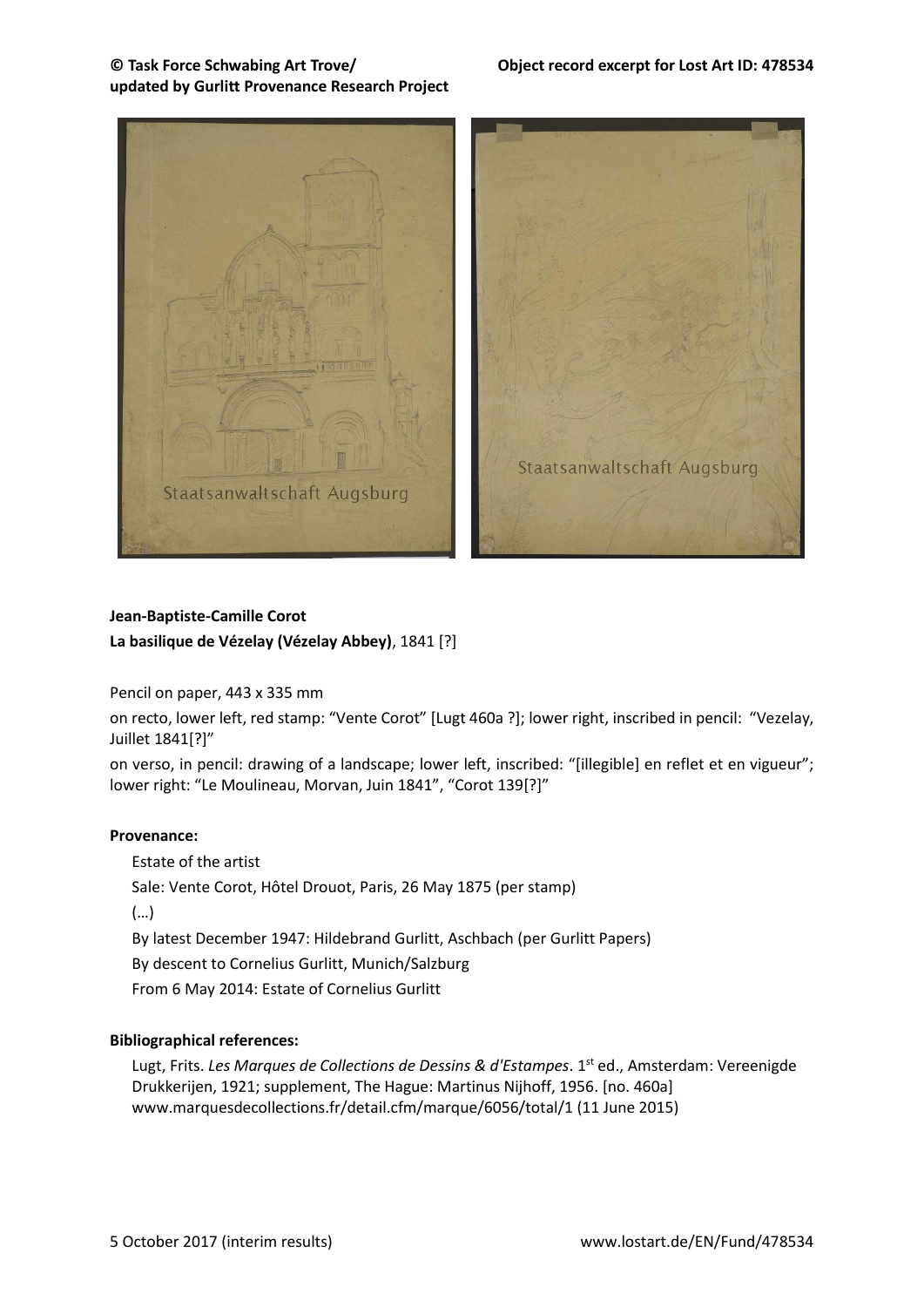**© Task Force Schwabing Art Trove/ updated by Gurlitt Provenance Research Project**

**Object record excerpt for Lost Art ID: 478534**

**Jean-Baptiste-Camille Corot**

**La basilique de Vézelay (Vézelay Abbey)**, 1841 [?]

Pencil on paper, 443 x 335 mm

on recto, lower left, red stamp: "Vente Corot" [Lugt 460a ?]; lower right, inscribed in pencil: "Vezelay, Juillet 1841[?]"

on verso, in pencil: drawing of a landscape; lower left, inscribed: "[illegible] en reflet et en vigueur"; lower right: "Le Moulineau, Morvan, Juin 1841", "Corot 139[?]"

**Provenance:**

Estate of the artist

Sale: Vente Corot, Hôtel Drouot, Paris, 26 May 1875 (per stamp)

(…)

By latest December 1947: Hildebrand Gurlitt, Aschbach (per Gurlitt Papers)

By descent to Cornelius Gurlitt, Munich/Salzburg

From 6 May 2014: Estate of Cornelius Gurlitt

**Bibliographical references:**

Lugt, Frits. *Les Marques de Collections de Dessins & d'Estampes*. 1st ed., Amsterdam: Vereenigde Drukkerijen, 1921; supplement, The Hague: Martinus Nijhoff, 1956. [no. 460a]
www.marquesdecollections.fr/detail.cfm/marque/6056/total/1 (11 June 2015)

5 October 2017 (interim results)

www.lostart.de/EN/Fund/478534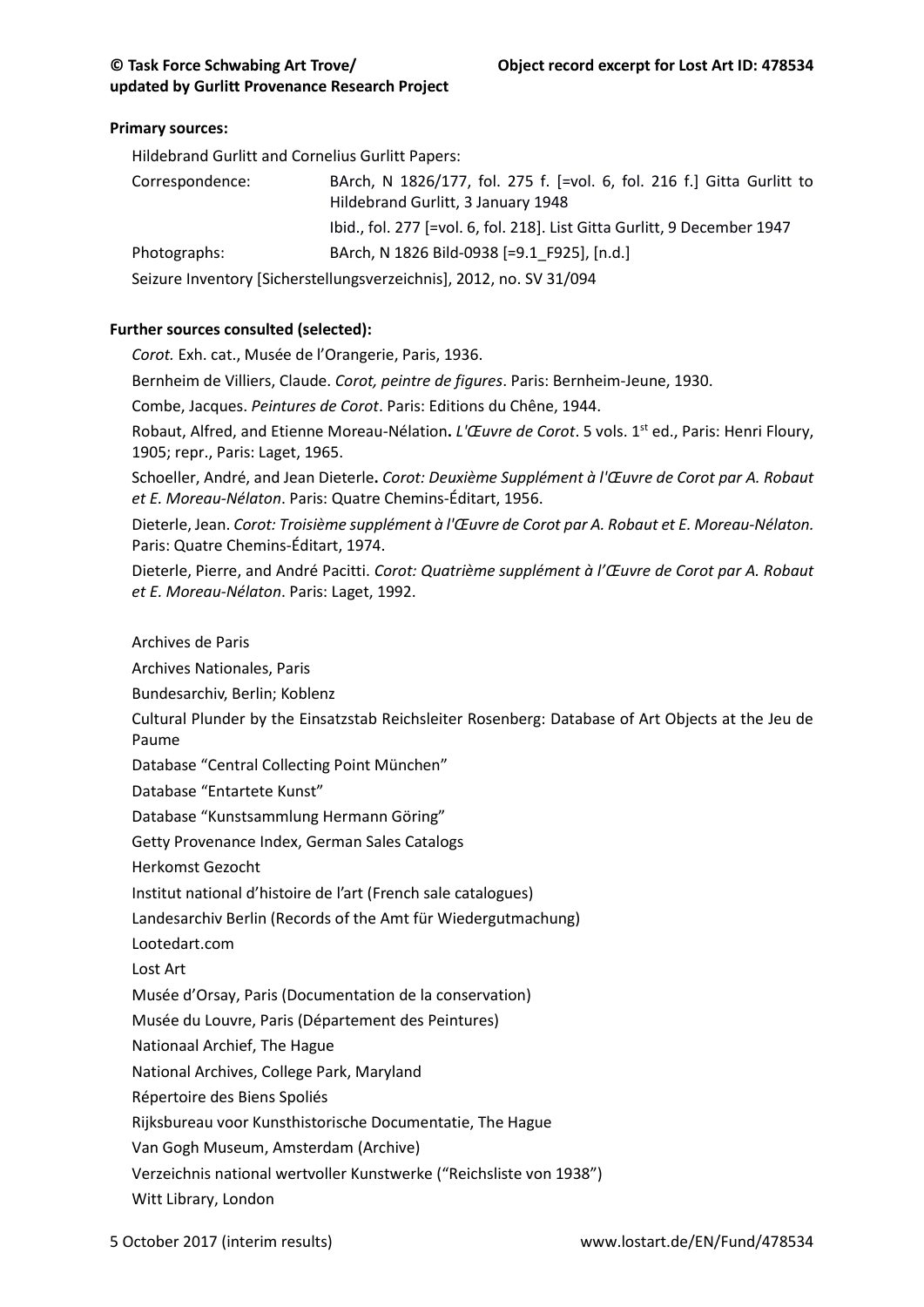**Primary sources:**

Hildebrand Gurlitt and Cornelius Gurlitt Papers:

| | |
|---|---|
| Correspondence: | BArch, N 1826/177, fol. 275 f. [=vol. 6, fol. 216 f.] Gitta Gurlitt to Hildebrand Gurlitt, 3 January 1948 |
| | Ibid., fol. 277 [=vol. 6, fol. 218]. List Gitta Gurlitt, 9 December 1947 |
| Photographs: | BArch, N 1826 Bild-0938 [=9.1_F925], [n.d.] |

Seizure Inventory [Sicherstellungsverzeichnis], 2012, no. SV 31/094

**Further sources consulted (selected):**

*Corot.* Exh. cat., Musée de l'Orangerie, Paris, 1936.

Bernheim de Villiers, Claude. *Corot, peintre de figures*. Paris: Bernheim-Jeune, 1930.

Combe, Jacques. *Peintures de Corot*. Paris: Editions du Chêne, 1944.

Robaut, Alfred, and Etienne Moreau-Nélation**.** *L'Œuvre de Corot*. 5 vols. 1st ed., Paris: Henri Floury, 1905; repr., Paris: Laget, 1965.

Schoeller, André, and Jean Dieterle**.** *Corot: Deuxième Supplément à l'Œuvre de Corot par A. Robaut et E. Moreau-Nélaton*. Paris: Quatre Chemins-Éditart, 1956.

Dieterle, Jean. *Corot: Troisième supplément à l'Œuvre de Corot par A. Robaut et E. Moreau-Nélaton.* Paris: Quatre Chemins-Éditart, 1974.

Dieterle, Pierre, and André Pacitti. *Corot: Quatrième supplément à l'Œuvre de Corot par A. Robaut et E. Moreau-Nélaton*. Paris: Laget, 1992.

Archives de Paris

Archives Nationales, Paris

Bundesarchiv, Berlin; Koblenz

Cultural Plunder by the Einsatzstab Reichsleiter Rosenberg: Database of Art Objects at the Jeu de Paume

Database "Central Collecting Point München"

Database "Entartete Kunst"

Database "Kunstsammlung Hermann Göring"

Getty Provenance Index, German Sales Catalogs

Herkomst Gezocht

Institut national d'histoire de l'art (French sale catalogues)

Landesarchiv Berlin (Records of the Amt für Wiedergutmachung)

Lootedart.com

Lost Art

Musée d'Orsay, Paris (Documentation de la conservation)

Musée du Louvre, Paris (Département des Peintures)

Nationaal Archief, The Hague

National Archives, College Park, Maryland

Répertoire des Biens Spoliés

Rijksbureau voor Kunsthistorische Documentatie, The Hague

Van Gogh Museum, Amsterdam (Archive)

Verzeichnis national wertvoller Kunstwerke ("Reichsliste von 1938")

Witt Library, London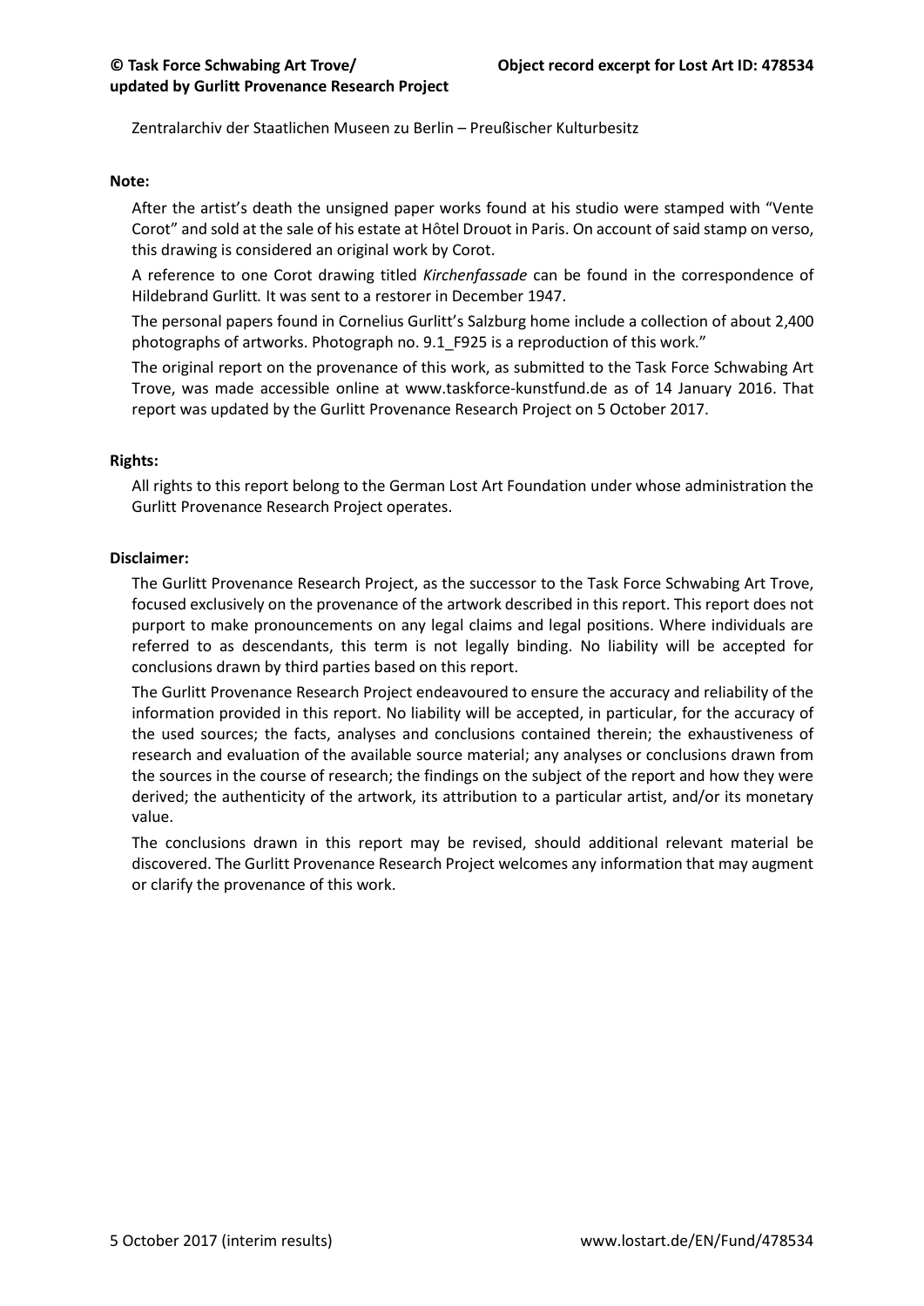Zentralarchiv der Staatlichen Museen zu Berlin – Preußischer Kulturbesitz

**Note:**

After the artist's death the unsigned paper works found at his studio were stamped with "Vente Corot" and sold at the sale of his estate at Hôtel Drouot in Paris. On account of said stamp on verso, this drawing is considered an original work by Corot.

A reference to one Corot drawing titled *Kirchenfassade* can be found in the correspondence of Hildebrand Gurlitt. It was sent to a restorer in December 1947.

The personal papers found in Cornelius Gurlitt's Salzburg home include a collection of about 2,400 photographs of artworks. Photograph no. 9.1_F925 is a reproduction of this work."

The original report on the provenance of this work, as submitted to the Task Force Schwabing Art Trove, was made accessible online at www.taskforce-kunstfund.de as of 14 January 2016. That report was updated by the Gurlitt Provenance Research Project on 5 October 2017.

**Rights:**

All rights to this report belong to the German Lost Art Foundation under whose administration the Gurlitt Provenance Research Project operates.

**Disclaimer:**

The Gurlitt Provenance Research Project, as the successor to the Task Force Schwabing Art Trove, focused exclusively on the provenance of the artwork described in this report. This report does not purport to make pronouncements on any legal claims and legal positions. Where individuals are referred to as descendants, this term is not legally binding. No liability will be accepted for conclusions drawn by third parties based on this report.

The Gurlitt Provenance Research Project endeavoured to ensure the accuracy and reliability of the information provided in this report. No liability will be accepted, in particular, for the accuracy of the used sources; the facts, analyses and conclusions contained therein; the exhaustiveness of research and evaluation of the available source material; any analyses or conclusions drawn from the sources in the course of research; the findings on the subject of the report and how they were derived; the authenticity of the artwork, its attribution to a particular artist, and/or its monetary value.

The conclusions drawn in this report may be revised, should additional relevant material be discovered. The Gurlitt Provenance Research Project welcomes any information that may augment or clarify the provenance of this work.